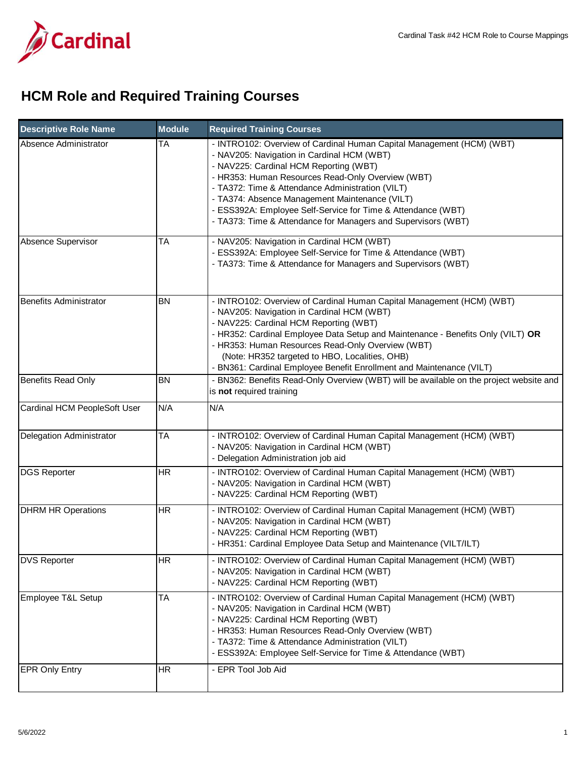# HCM Role and Required Training Courses

| Descriptive Role Name | Module | Required Training Courses |
|---|---|---|
| Absence Administrator | TA | - INTRO102: Overview of Cardinal Human Capital Management (HCM) (WBT)<br>- NAV205: Navigation in Cardinal HCM (WBT)<br>- NAV225: Cardinal HCM Reporting (WBT)<br>- HR353: Human Resources Read-Only Overview (WBT)<br>- TA372: Time & Attendance Administration (VILT)<br>- TA374: Absence Management Maintenance (VILT)<br>- ESS392A: Employee Self-Service for Time & Attendance (WBT)<br>- TA373: Time & Attendance for Managers and Supervisors (WBT) |
| Absence Supervisor | TA | - NAV205: Navigation in Cardinal HCM (WBT)<br>- ESS392A: Employee Self-Service for Time & Attendance (WBT)<br>- TA373: Time & Attendance for Managers and Supervisors (WBT) |
| Benefits Administrator | BN | - INTRO102: Overview of Cardinal Human Capital Management (HCM) (WBT)<br>- NAV205: Navigation in Cardinal HCM (WBT)<br>- NAV225: Cardinal HCM Reporting (WBT)<br>- HR352: Cardinal Employee Data Setup and Maintenance - Benefits Only (VILT) **OR**<br>- HR353: Human Resources Read-Only Overview (WBT)<br>(Note: HR352 targeted to HBO, Localities, OHB)<br>- BN361: Cardinal Employee Benefit Enrollment and Maintenance (VILT) |
| Benefits Read Only | BN | - BN362: Benefits Read-Only Overview (WBT) will be available on the project website and is **not** required training |
| Cardinal HCM PeopleSoft User | N/A | N/A |
| Delegation Administrator | TA | - INTRO102: Overview of Cardinal Human Capital Management (HCM) (WBT)<br>- NAV205: Navigation in Cardinal HCM (WBT)<br>- Delegation Administration job aid |
| DGS Reporter | HR | - INTRO102: Overview of Cardinal Human Capital Management (HCM) (WBT)<br>- NAV205: Navigation in Cardinal HCM (WBT)<br>- NAV225: Cardinal HCM Reporting (WBT) |
| DHRM HR Operations | HR | - INTRO102: Overview of Cardinal Human Capital Management (HCM) (WBT)<br>- NAV205: Navigation in Cardinal HCM (WBT)<br>- NAV225: Cardinal HCM Reporting (WBT)<br>- HR351: Cardinal Employee Data Setup and Maintenance (VILT/ILT) |
| DVS Reporter | HR | - INTRO102: Overview of Cardinal Human Capital Management (HCM) (WBT)<br>- NAV205: Navigation in Cardinal HCM (WBT)<br>- NAV225: Cardinal HCM Reporting (WBT) |
| Employee T&L Setup | TA | - INTRO102: Overview of Cardinal Human Capital Management (HCM) (WBT)<br>- NAV205: Navigation in Cardinal HCM (WBT)<br>- NAV225: Cardinal HCM Reporting (WBT)<br>- HR353: Human Resources Read-Only Overview (WBT)<br>- TA372: Time & Attendance Administration (VILT)<br>- ESS392A: Employee Self-Service for Time & Attendance (WBT) |
| EPR Only Entry | HR | - EPR Tool Job Aid |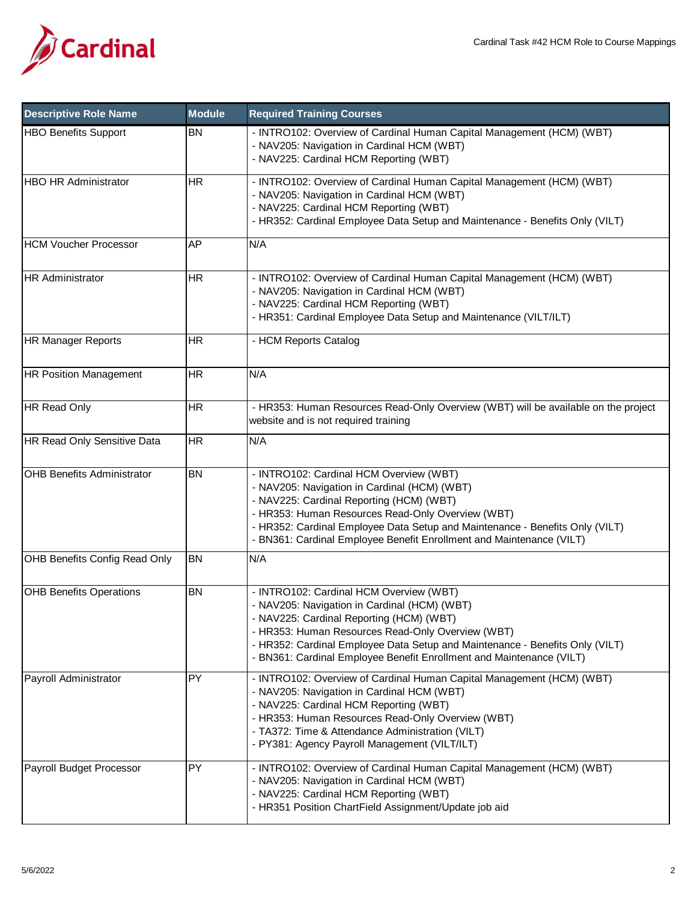| Descriptive Role Name | Module | Required Training Courses |
|---|---|---|
| HBO Benefits Support | BN | - INTRO102: Overview of Cardinal Human Capital Management (HCM) (WBT)<br>- NAV205: Navigation in Cardinal HCM (WBT)<br>- NAV225: Cardinal HCM Reporting (WBT) |
| HBO HR Administrator | HR | - INTRO102: Overview of Cardinal Human Capital Management (HCM) (WBT)<br>- NAV205: Navigation in Cardinal HCM (WBT)<br>- NAV225: Cardinal HCM Reporting (WBT)<br>- HR352: Cardinal Employee Data Setup and Maintenance - Benefits Only (VILT) |
| HCM Voucher Processor | AP | N/A |
| HR Administrator | HR | - INTRO102: Overview of Cardinal Human Capital Management (HCM) (WBT)<br>- NAV205: Navigation in Cardinal HCM (WBT)<br>- NAV225: Cardinal HCM Reporting (WBT)<br>- HR351: Cardinal Employee Data Setup and Maintenance (VILT/ILT) |
| HR Manager Reports | HR | - HCM Reports Catalog |
| HR Position Management | HR | N/A |
| HR Read Only | HR | - HR353: Human Resources Read-Only Overview (WBT) will be available on the project website and is not required training |
| HR Read Only Sensitive Data | HR | N/A |
| OHB Benefits Administrator | BN | - INTRO102: Cardinal HCM Overview (WBT)<br>- NAV205: Navigation in Cardinal (HCM) (WBT)<br>- NAV225: Cardinal Reporting (HCM) (WBT)<br>- HR353: Human Resources Read-Only Overview (WBT)<br>- HR352: Cardinal Employee Data Setup and Maintenance - Benefits Only (VILT)<br>- BN361: Cardinal Employee Benefit Enrollment and Maintenance (VILT) |
| OHB Benefits Config Read Only | BN | N/A |
| OHB Benefits Operations | BN | - INTRO102: Cardinal HCM Overview (WBT)<br>- NAV205: Navigation in Cardinal (HCM) (WBT)<br>- NAV225: Cardinal Reporting (HCM) (WBT)<br>- HR353: Human Resources Read-Only Overview (WBT)<br>- HR352: Cardinal Employee Data Setup and Maintenance - Benefits Only (VILT)<br>- BN361: Cardinal Employee Benefit Enrollment and Maintenance (VILT) |
| Payroll Administrator | PY | - INTRO102: Overview of Cardinal Human Capital Management (HCM) (WBT)<br>- NAV205: Navigation in Cardinal HCM (WBT)<br>- NAV225: Cardinal HCM Reporting (WBT)<br>- HR353: Human Resources Read-Only Overview (WBT)<br>- TA372: Time & Attendance Administration (VILT)<br>- PY381: Agency Payroll Management (VILT/ILT) |
| Payroll Budget Processor | PY | - INTRO102: Overview of Cardinal Human Capital Management (HCM) (WBT)<br>- NAV205: Navigation in Cardinal HCM (WBT)<br>- NAV225: Cardinal HCM Reporting (WBT)<br>- HR351 Position ChartField Assignment/Update job aid |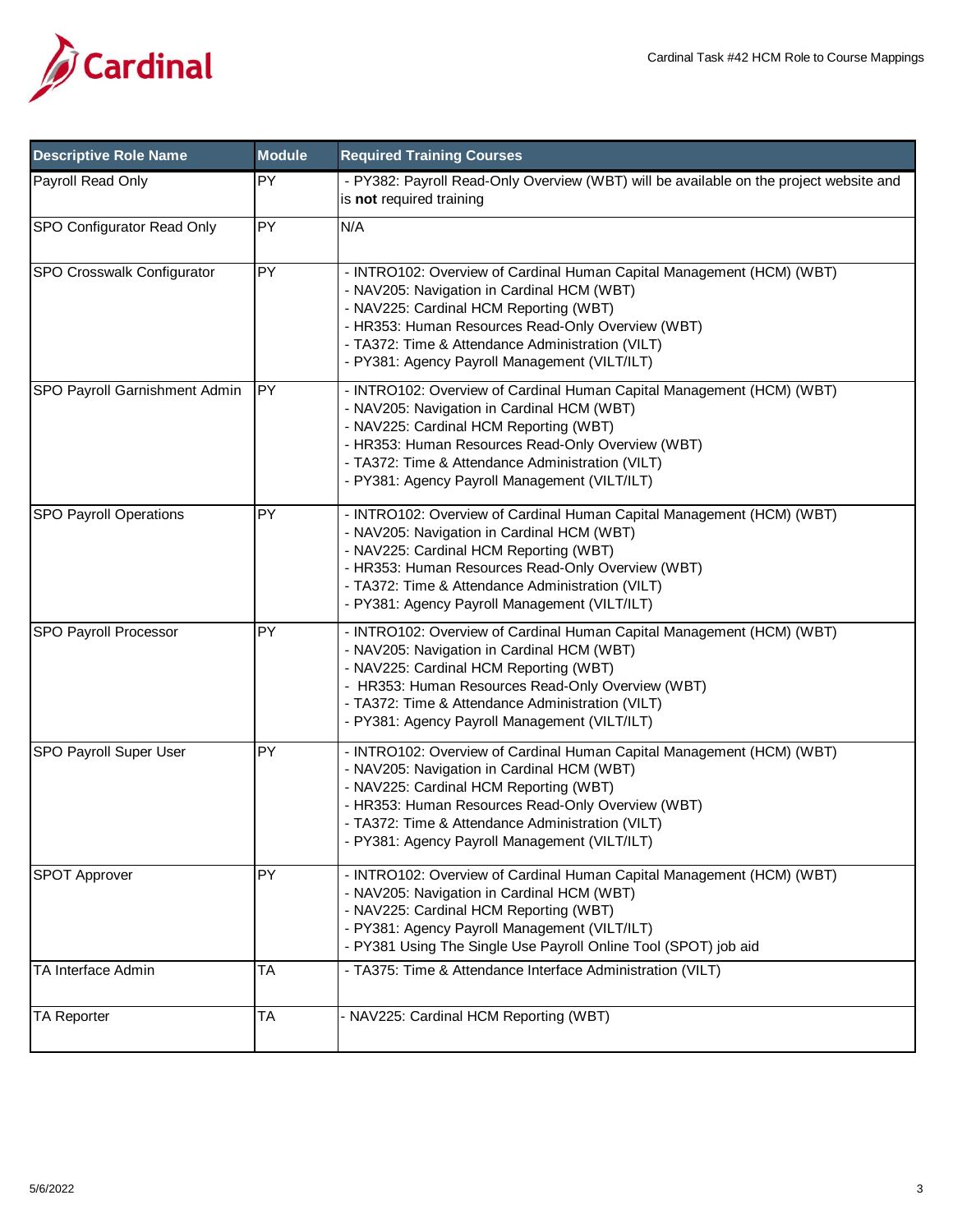| Descriptive Role Name | Module | Required Training Courses |
|---|---|---|
| Payroll Read Only | PY | - PY382: Payroll Read-Only Overview (WBT) will be available on the project website and is **not** required training |
| SPO Configurator Read Only | PY | N/A |
| SPO Crosswalk Configurator | PY | - INTRO102: Overview of Cardinal Human Capital Management (HCM) (WBT)<br>- NAV205: Navigation in Cardinal HCM (WBT)<br>- NAV225: Cardinal HCM Reporting (WBT)<br>- HR353: Human Resources Read-Only Overview (WBT)<br>- TA372: Time & Attendance Administration (VILT)<br>- PY381: Agency Payroll Management (VILT/ILT) |
| SPO Payroll Garnishment Admin | PY | - INTRO102: Overview of Cardinal Human Capital Management (HCM) (WBT)<br>- NAV205: Navigation in Cardinal HCM (WBT)<br>- NAV225: Cardinal HCM Reporting (WBT)<br>- HR353: Human Resources Read-Only Overview (WBT)<br>- TA372: Time & Attendance Administration (VILT)<br>- PY381: Agency Payroll Management (VILT/ILT) |
| SPO Payroll Operations | PY | - INTRO102: Overview of Cardinal Human Capital Management (HCM) (WBT)<br>- NAV205: Navigation in Cardinal HCM (WBT)<br>- NAV225: Cardinal HCM Reporting (WBT)<br>- HR353: Human Resources Read-Only Overview (WBT)<br>- TA372: Time & Attendance Administration (VILT)<br>- PY381: Agency Payroll Management (VILT/ILT) |
| SPO Payroll Processor | PY | - INTRO102: Overview of Cardinal Human Capital Management (HCM) (WBT)<br>- NAV205: Navigation in Cardinal HCM (WBT)<br>- NAV225: Cardinal HCM Reporting (WBT)<br>- HR353: Human Resources Read-Only Overview (WBT)<br>- TA372: Time & Attendance Administration (VILT)<br>- PY381: Agency Payroll Management (VILT/ILT) |
| SPO Payroll Super User | PY | - INTRO102: Overview of Cardinal Human Capital Management (HCM) (WBT)<br>- NAV205: Navigation in Cardinal HCM (WBT)<br>- NAV225: Cardinal HCM Reporting (WBT)<br>- HR353: Human Resources Read-Only Overview (WBT)<br>- TA372: Time & Attendance Administration (VILT)<br>- PY381: Agency Payroll Management (VILT/ILT) |
| SPOT Approver | PY | - INTRO102: Overview of Cardinal Human Capital Management (HCM) (WBT)<br>- NAV205: Navigation in Cardinal HCM (WBT)<br>- NAV225: Cardinal HCM Reporting (WBT)<br>- PY381: Agency Payroll Management (VILT/ILT)<br>- PY381 Using The Single Use Payroll Online Tool (SPOT) job aid |
| TA Interface Admin | TA | - TA375: Time & Attendance Interface Administration (VILT) |
| TA Reporter | TA | - NAV225: Cardinal HCM Reporting (WBT) |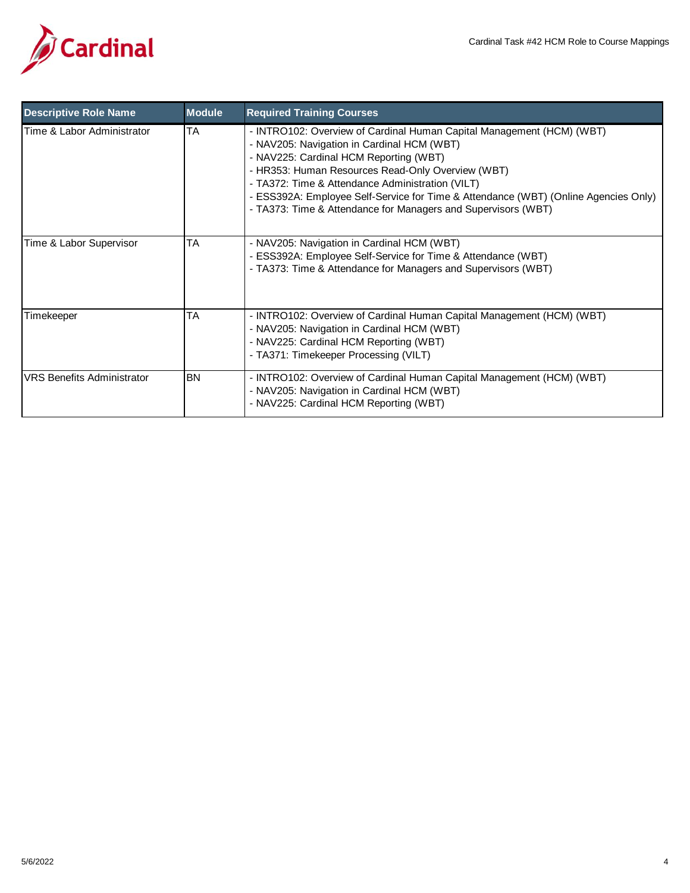| Descriptive Role Name | Module | Required Training Courses |
| --- | --- | --- |
| Time & Labor Administrator | TA | - INTRO102: Overview of Cardinal Human Capital Management (HCM) (WBT)<br>- NAV205: Navigation in Cardinal HCM (WBT)<br>- NAV225: Cardinal HCM Reporting (WBT)<br>- HR353: Human Resources Read-Only Overview (WBT)<br>- TA372: Time & Attendance Administration (VILT)<br>- ESS392A: Employee Self-Service for Time & Attendance (WBT) (Online Agencies Only)<br>- TA373: Time & Attendance for Managers and Supervisors (WBT) |
| Time & Labor Supervisor | TA | - NAV205: Navigation in Cardinal HCM (WBT)<br>- ESS392A: Employee Self-Service for Time & Attendance (WBT)<br>- TA373: Time & Attendance for Managers and Supervisors (WBT) |
| Timekeeper | TA | - INTRO102: Overview of Cardinal Human Capital Management (HCM) (WBT)<br>- NAV205: Navigation in Cardinal HCM (WBT)<br>- NAV225: Cardinal HCM Reporting (WBT)<br>- TA371: Timekeeper Processing (VILT) |
| VRS Benefits Administrator | BN | - INTRO102: Overview of Cardinal Human Capital Management (HCM) (WBT)<br>- NAV205: Navigation in Cardinal HCM (WBT)<br>- NAV225: Cardinal HCM Reporting (WBT) |